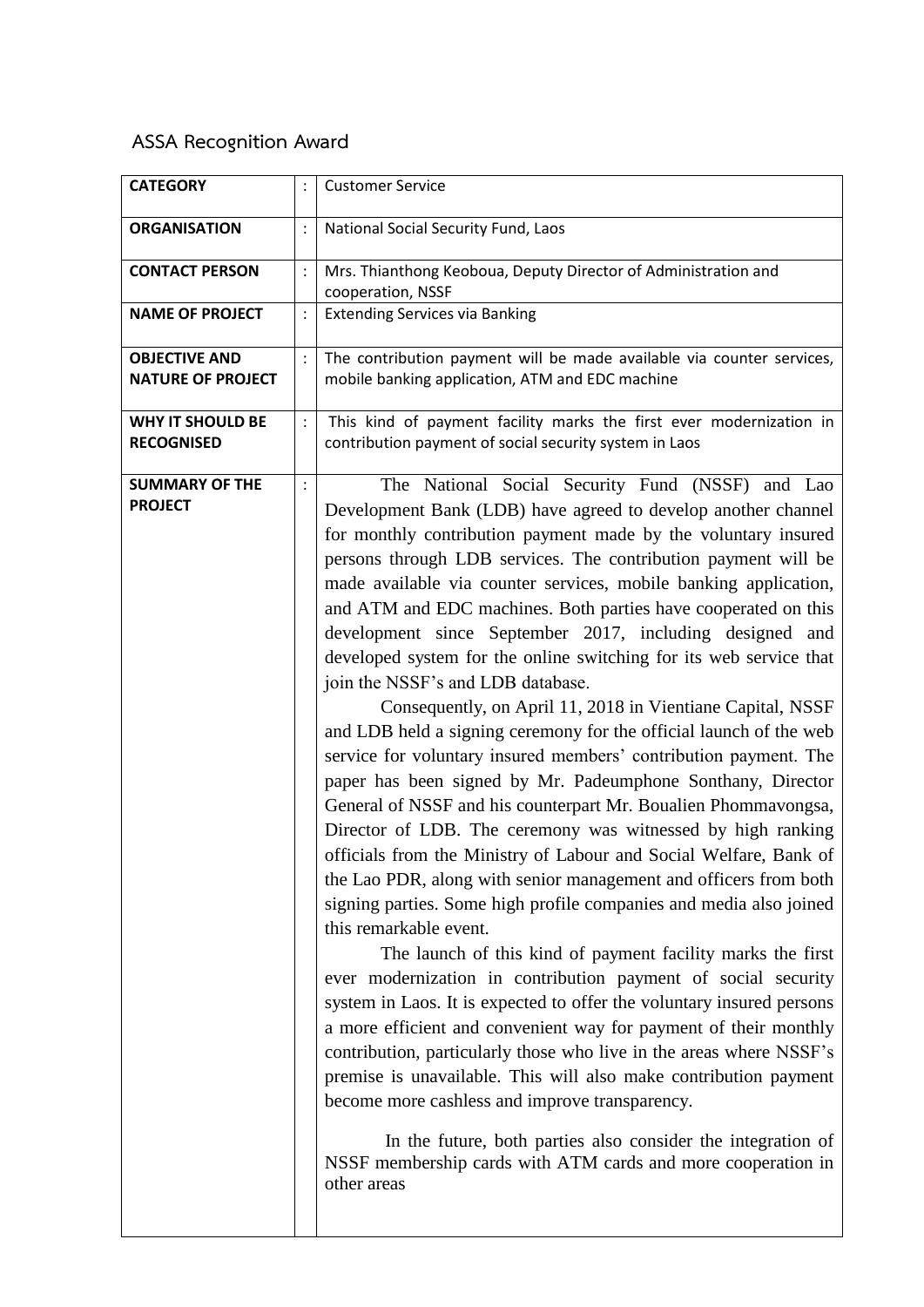## ASSA Recognition Award

| | | |
|---|---|---|
| **CATEGORY** | : | Customer Service |
| **ORGANISATION** | : | National Social Security Fund, Laos |
| **CONTACT PERSON** | : | Mrs. Thianthong Keoboua, Deputy Director of Administration and cooperation, NSSF |
| **NAME OF PROJECT** | : | Extending Services via Banking |
| **OBJECTIVE AND NATURE OF PROJECT** | : | The contribution payment will be made available via counter services, mobile banking application, ATM and EDC machine |
| **WHY IT SHOULD BE RECOGNISED** | : | This kind of payment facility marks the first ever modernization in contribution payment of social security system in Laos |
| **SUMMARY OF THE PROJECT** | : | The National Social Security Fund (NSSF) and Lao Development Bank (LDB) have agreed to develop another channel for monthly contribution payment made by the voluntary insured persons through LDB services. The contribution payment will be made available via counter services, mobile banking application, and ATM and EDC machines. Both parties have cooperated on this development since September 2017, including designed and developed system for the online switching for its web service that join the NSSF's and LDB database.<br>Consequently, on April 11, 2018 in Vientiane Capital, NSSF and LDB held a signing ceremony for the official launch of the web service for voluntary insured members' contribution payment. The paper has been signed by Mr. Padeumphone Sonthany, Director General of NSSF and his counterpart Mr. Boualien Phommavongsa, Director of LDB. The ceremony was witnessed by high ranking officials from the Ministry of Labour and Social Welfare, Bank of the Lao PDR, along with senior management and officers from both signing parties. Some high profile companies and media also joined this remarkable event.<br>The launch of this kind of payment facility marks the first ever modernization in contribution payment of social security system in Laos. It is expected to offer the voluntary insured persons a more efficient and convenient way for payment of their monthly contribution, particularly those who live in the areas where NSSF's premise is unavailable. This will also make contribution payment become more cashless and improve transparency.<br>In the future, both parties also consider the integration of NSSF membership cards with ATM cards and more cooperation in other areas |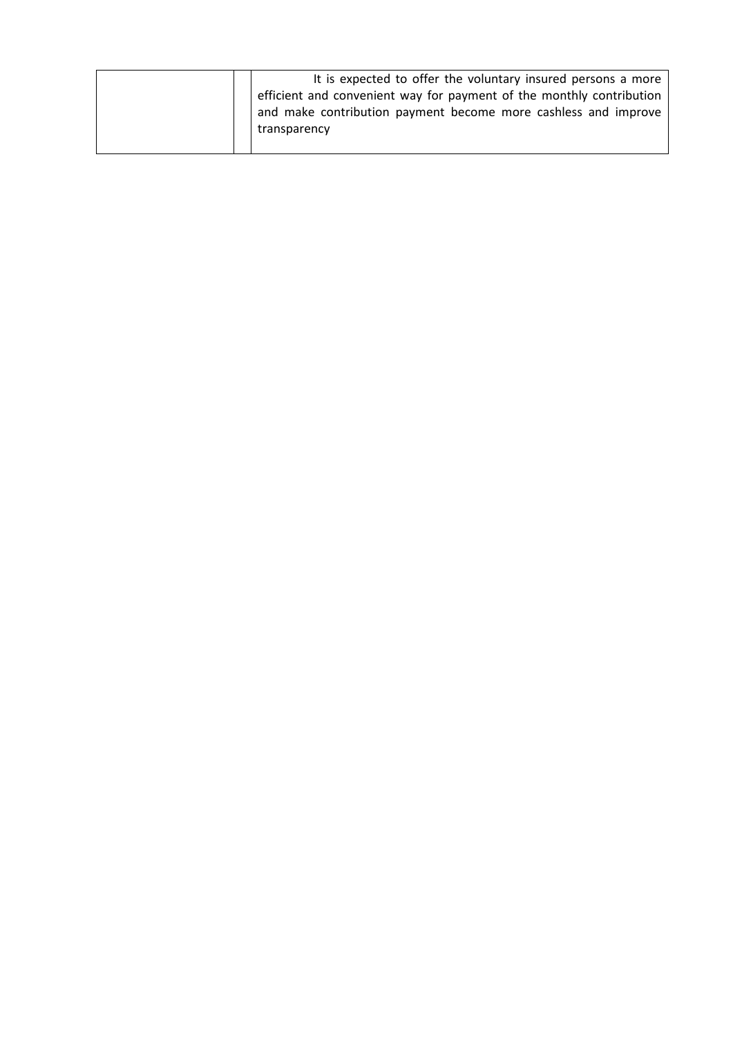| | | |
|---|---|---|
| | | It is expected to offer the voluntary insured persons a more efficient and convenient way for payment of the monthly contribution and make contribution payment become more cashless and improve transparency |